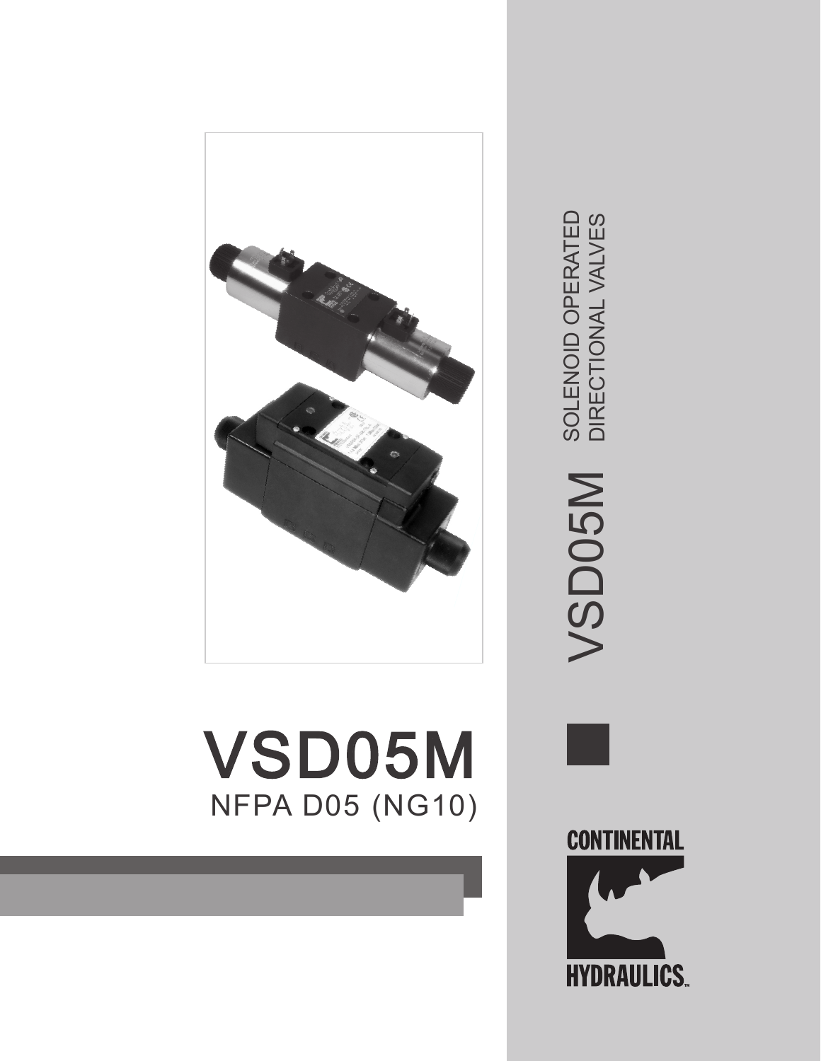# VSD05M

NFPA D05 (NG10)

VSD05M

SOLENOID OPERATED
DIRECTIONAL VALVES

CONTINENTAL
HYDRAULICS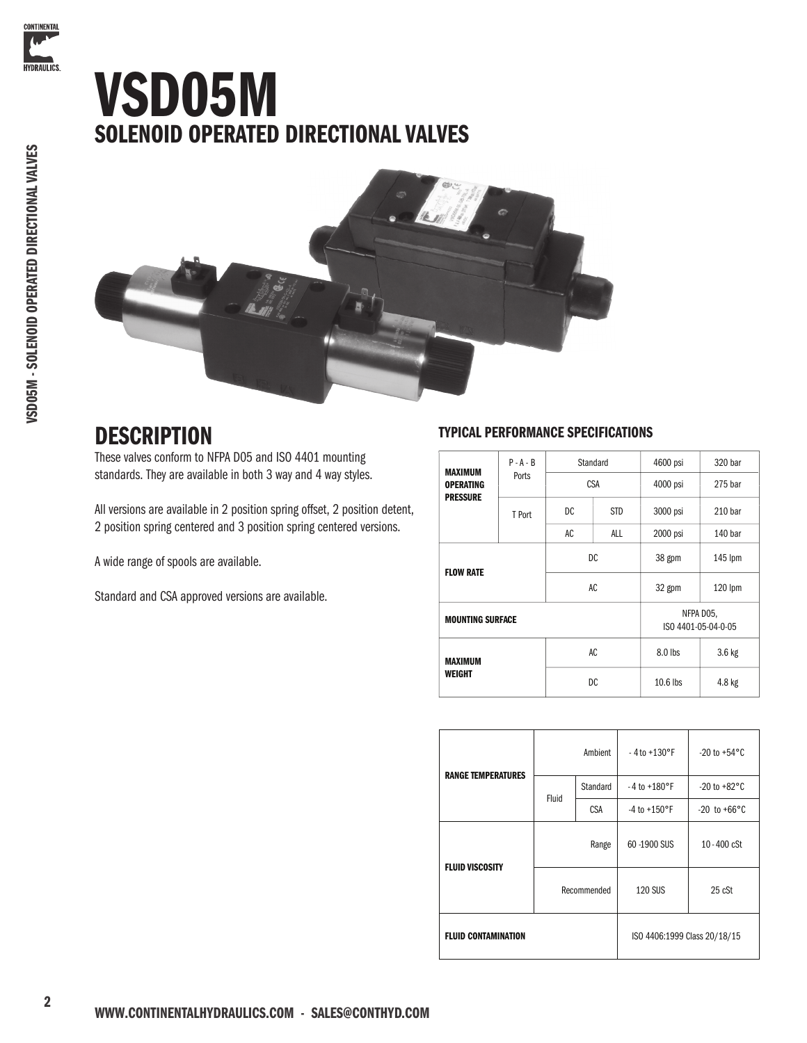# VSD05M

## SOLENOID OPERATED DIRECTIONAL VALVES

## DESCRIPTION

These valves conform to NFPA D05 and ISO 4401 mounting standards. They are available in both 3 way and 4 way styles.

All versions are available in 2 position spring offset, 2 position detent, 2 position spring centered and 3 position spring centered versions.

A wide range of spools are available.

Standard and CSA approved versions are available.

### TYPICAL PERFORMANCE SPECIFICATIONS

| | | | | | |
|---|---|---|---|---|---|
| **MAXIMUM OPERATING PRESSURE** | P - A - B Ports | Standard | | 4600 psi | 320 bar |
| | | CSA | | 4000 psi | 275 bar |
| | T Port | DC | STD | 3000 psi | 210 bar |
| | | AC | ALL | 2000 psi | 140 bar |
| **FLOW RATE** | | DC | | 38 gpm | 145 lpm |
| | | AC | | 32 gpm | 120 lpm |
| **MOUNTING SURFACE** | | | | NFPA D05, ISO 4401-05-04-0-05 | |
| **MAXIMUM WEIGHT** | | AC | | 8.0 lbs | 3.6 kg |
| | | DC | | 10.6 lbs | 4.8 kg |

| | | | | |
|---|---|---|---|---|
| **RANGE TEMPERATURES** | Ambient | | - 4 to +130°F | -20 to +54°C |
| | Fluid | Standard | - 4 to +180°F | -20 to +82°C |
| | | CSA | -4 to +150°F | -20 to +66°C |
| **FLUID VISCOSITY** | Range | | 60 -1900 SUS | 10 - 400 cSt |
| | Recommended | | 120 SUS | 25 cSt |
| **FLUID CONTAMINATION** | | | ISO 4406:1999 Class 20/18/15 | |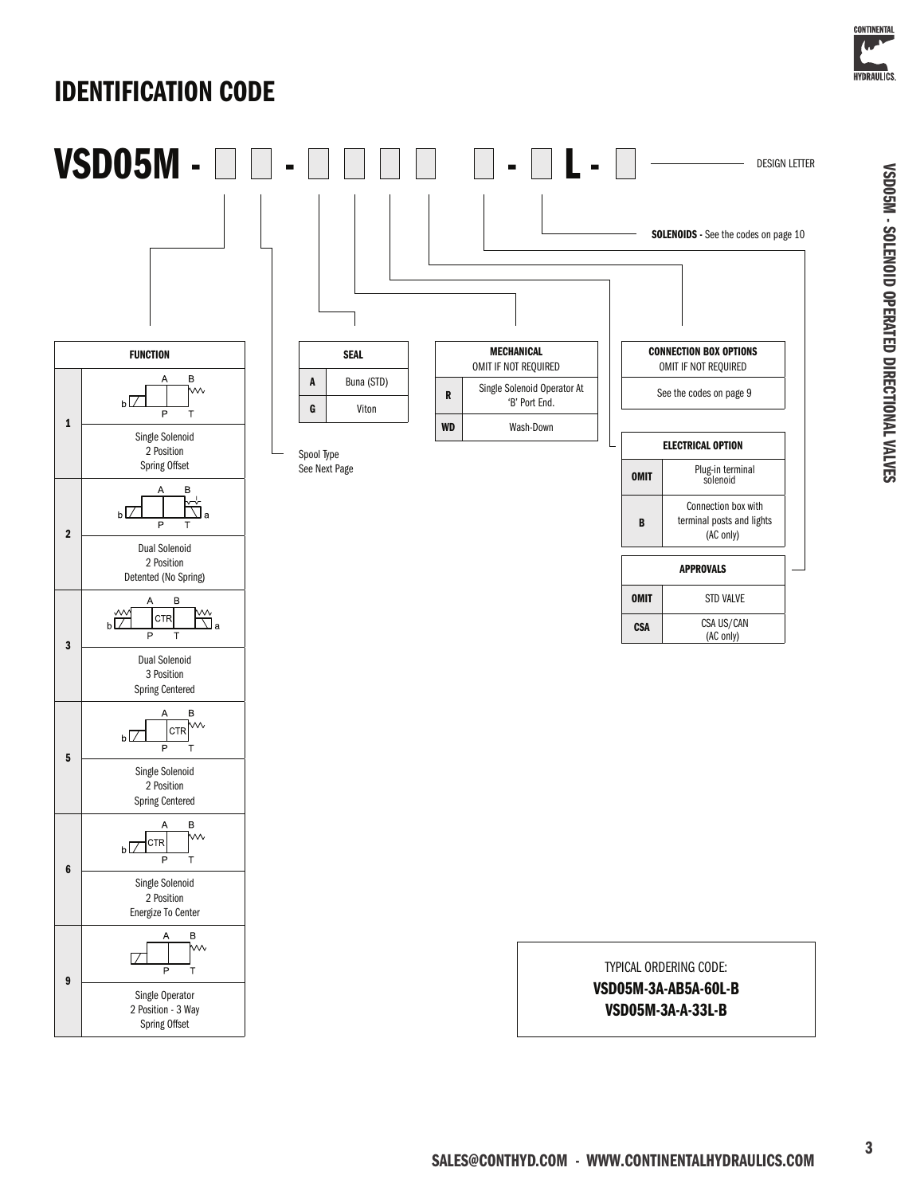# IDENTIFICATION CODE

**VSD05M - □ □ - □ □ □ □ □ - □ L - □** — DESIGN LETTER

**SOLENOIDS -** See the codes on page 10

Spool Type
See Next Page

| FUNCTION | |
|---|---|
| **1** | Single Solenoid<br>2 Position<br>Spring Offset |
| **2** | Dual Solenoid<br>2 Position<br>Detented (No Spring) |
| **3** | Dual Solenoid<br>3 Position<br>Spring Centered |
| **5** | Single Solenoid<br>2 Position<br>Spring Centered |
| **6** | Single Solenoid<br>2 Position<br>Energize To Center |
| **9** | Single Operator<br>2 Position - 3 Way<br>Spring Offset |

| SEAL | |
|---|---|
| **A** | Buna (STD) |
| **G** | Viton |

| MECHANICAL<br>OMIT IF NOT REQUIRED | |
|---|---|
| **R** | Single Solenoid Operator At 'B' Port End. |
| **WD** | Wash-Down |

**CONNECTION BOX OPTIONS**
OMIT IF NOT REQUIRED

See the codes on page 9

| ELECTRICAL OPTION | |
|---|---|
| **OMIT** | Plug-in terminal solenoid |
| **B** | Connection box with terminal posts and lights (AC only) |

| APPROVALS | |
|---|---|
| **OMIT** | STD VALVE |
| **CSA** | CSA US/CAN<br>(AC only) |

TYPICAL ORDERING CODE:
**VSD05M-3A-AB5A-60L-B**
**VSD05M-3A-A-33L-B**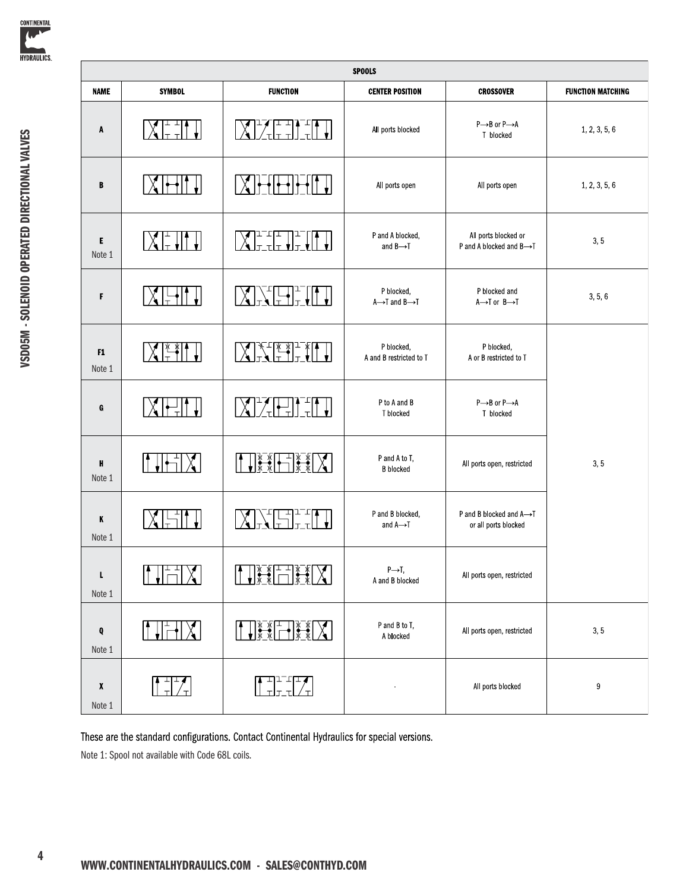| SPOOLS | | | | | |
|---|---|---|---|---|---|
| **NAME** | **SYMBOL** | **FUNCTION** | **CENTER POSITION** | **CROSSOVER** | **FUNCTION MATCHING** |
| A | | | All ports blocked | P⟶B or P⟶A<br>T blocked | 1, 2, 3, 5, 6 |
| B | | | All ports open | All ports open | 1, 2, 3, 5, 6 |
| E<br>Note 1 | | | P and A blocked,<br>and B⟶T | All ports blocked or<br>P and A blocked and B⟶T | 3, 5 |
| F | | | P blocked,<br>A⟶T and B⟶T | P blocked and<br>A⟶T or B⟶T | 3, 5, 6 |
| F1<br>Note 1 | | | P blocked,<br>A and B restricted to T | P blocked,<br>A or B restricted to T | 3, 5 |
| G | | | P to A and B<br>T blocked | P⟶B or P⟶A<br>T blocked | 3, 5 |
| H<br>Note 1 | | | P and A to T,<br>B blocked | All ports open, restricted | 3, 5 |
| K<br>Note 1 | | | P and B blocked,<br>and A⟶T | P and B blocked and A⟶T<br>or all ports blocked | 3, 5 |
| L<br>Note 1 | | | P⟶T,<br>A and B blocked | All ports open, restricted | 3, 5 |
| Q<br>Note 1 | | | P and B to T,<br>A blocked | All ports open, restricted | 3, 5 |
| X<br>Note 1 | | | - | All ports blocked | 9 |

These are the standard configurations. Contact Continental Hydraulics for special versions.

Note 1: Spool not available with Code 68L coils.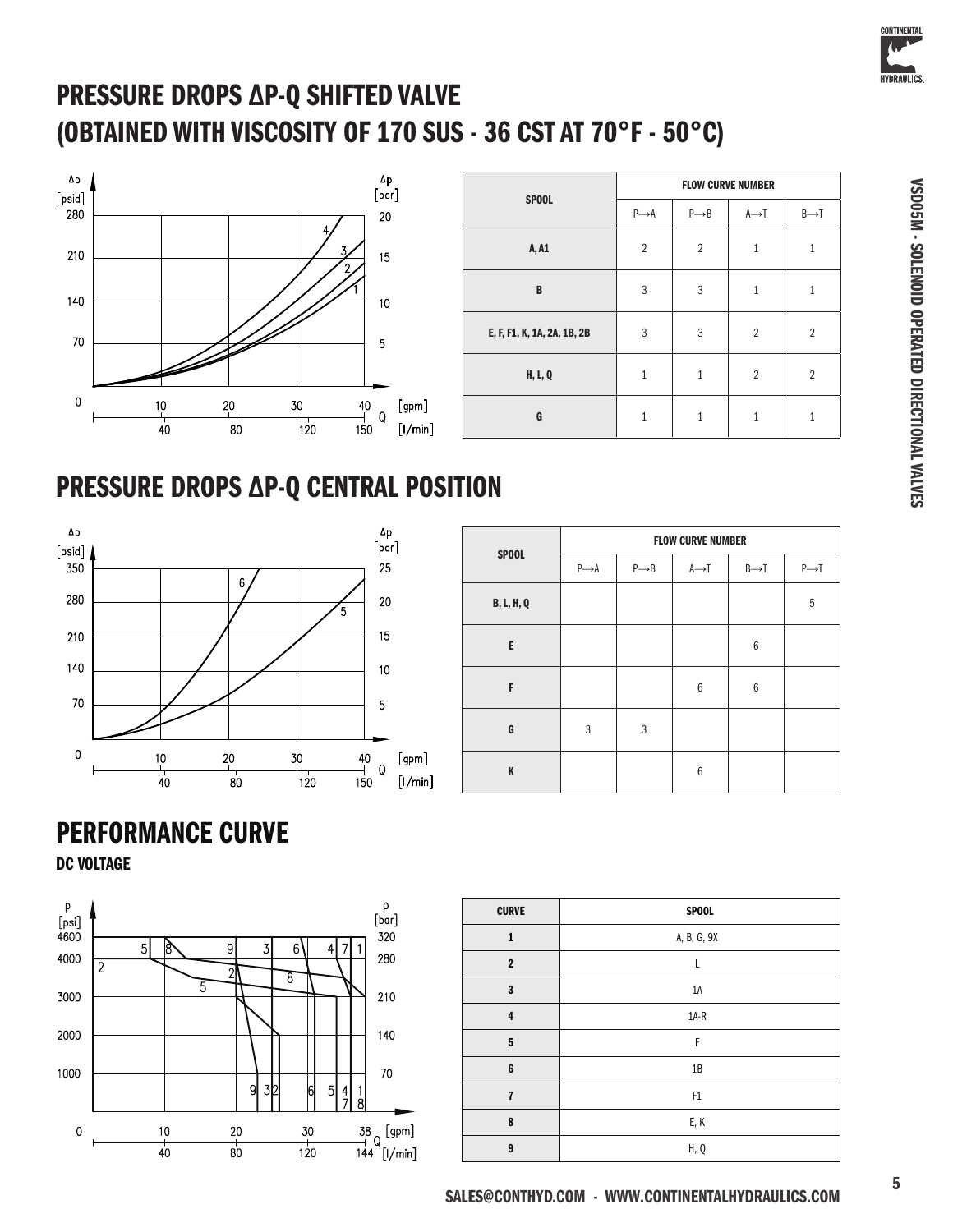## PRESSURE DROPS ΔP-Q SHIFTED VALVE
## (OBTAINED WITH VISCOSITY OF 170 SUS - 36 CST AT 70°F - 50°C)

| SPOOL | FLOW CURVE NUMBER | | | |
|---|---|---|---|---|
| | P→A | P→B | A→T | B→T |
| A, A1 | 2 | 2 | 1 | 1 |
| B | 3 | 3 | 1 | 1 |
| E, F, F1, K, 1A, 2A, 1B, 2B | 3 | 3 | 2 | 2 |
| H, L, Q | 1 | 1 | 2 | 2 |
| G | 1 | 1 | 1 | 1 |

## PRESSURE DROPS ΔP-Q CENTRAL POSITION

| SPOOL | FLOW CURVE NUMBER | | | | |
|---|---|---|---|---|---|
| | P→A | P→B | A→T | B→T | P→T |
| B, L, H, Q | | | | | 5 |
| E | | | | 6 | |
| F | | | 6 | 6 | |
| G | 3 | 3 | | | |
| K | | | 6 | | |

## PERFORMANCE CURVE

**DC VOLTAGE**

| CURVE | SPOOL |
|---|---|
| 1 | A, B, G, 9X |
| 2 | L |
| 3 | 1A |
| 4 | 1A-R |
| 5 | F |
| 6 | 1B |
| 7 | F1 |
| 8 | E, K |
| 9 | H, Q |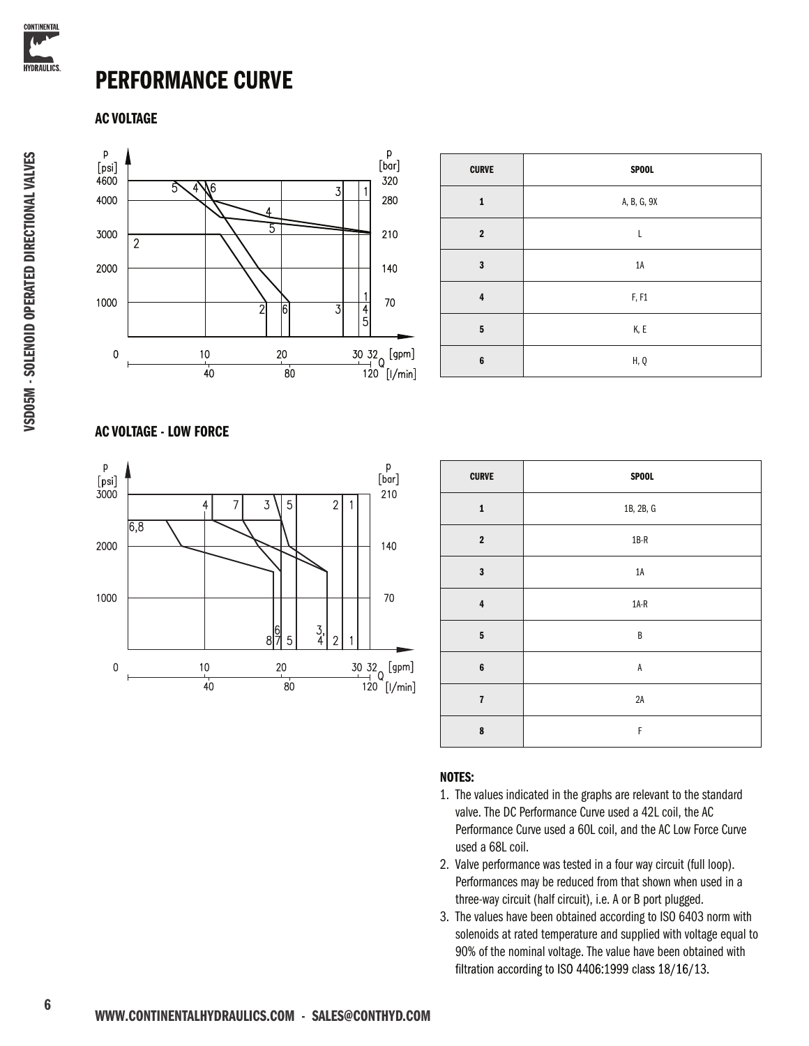# PERFORMANCE CURVE

## AC VOLTAGE

| CURVE | SPOOL |
|---|---|
| 1 | A, B, G, 9X |
| 2 | L |
| 3 | 1A |
| 4 | F, F1 |
| 5 | K, E |
| 6 | H, Q |

## AC VOLTAGE - LOW FORCE

| CURVE | SPOOL |
|---|---|
| 1 | 1B, 2B, G |
| 2 | 1B-R |
| 3 | 1A |
| 4 | 1A-R |
| 5 | B |
| 6 | A |
| 7 | 2A |
| 8 | F |

### NOTES:

1. The values indicated in the graphs are relevant to the standard valve. The DC Performance Curve used a 42L coil, the AC Performance Curve used a 60L coil, and the AC Low Force Curve used a 68L coil.
2. Valve performance was tested in a four way circuit (full loop). Performances may be reduced from that shown when used in a three-way circuit (half circuit), i.e. A or B port plugged.
3. The values have been obtained according to ISO 6403 norm with solenoids at rated temperature and supplied with voltage equal to 90% of the nominal voltage. The value have been obtained with filtration according to ISO 4406:1999 class 18/16/13.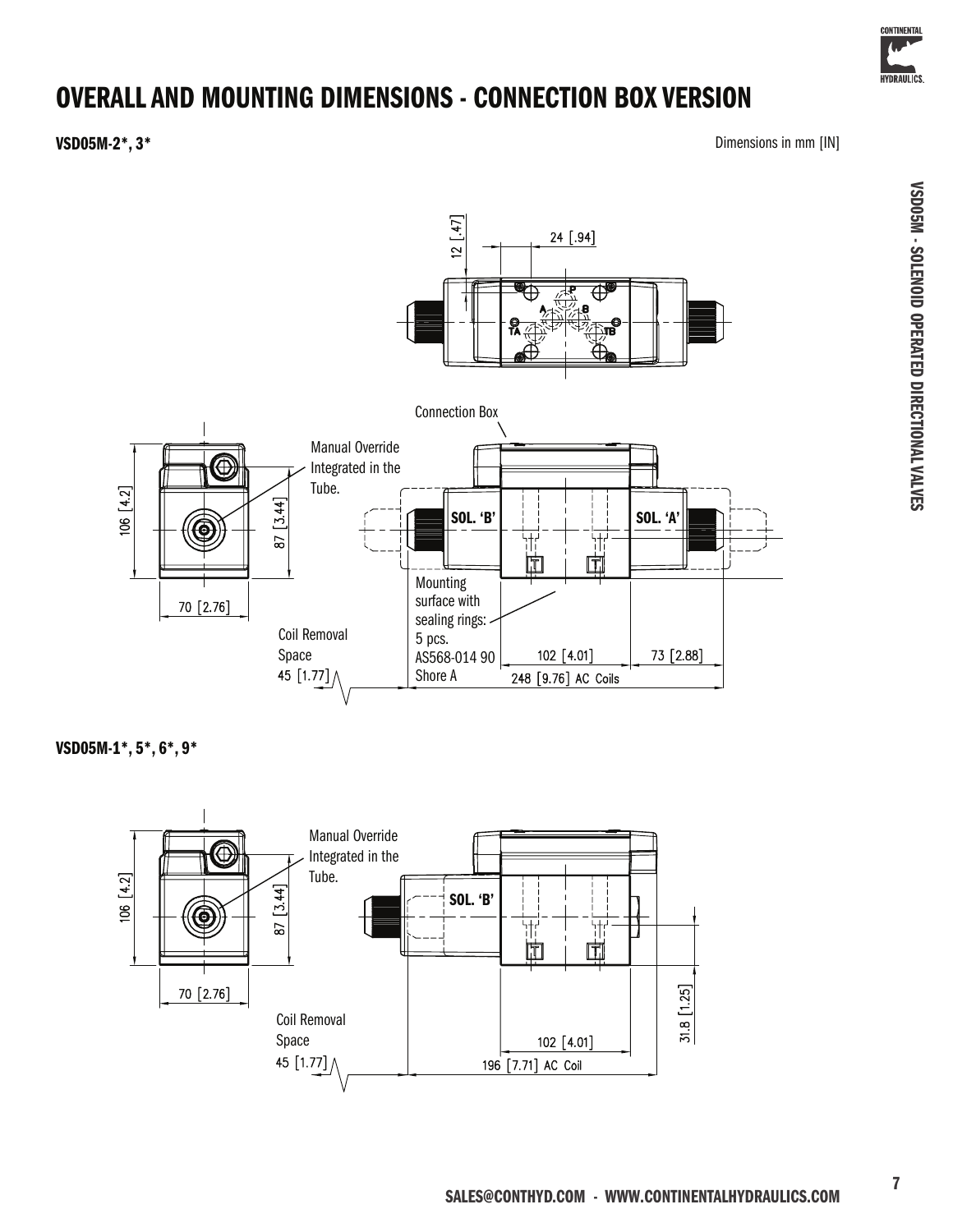# OVERALL AND MOUNTING DIMENSIONS - CONNECTION BOX VERSION

**VSD05M-2*, 3***

Dimensions in mm [IN]

12 [.47]

24 [.94]

Connection Box

Manual Override Integrated in the Tube.

106 [4.2]

87 [3.44]

70 [2.76]

SOL. 'B'

SOL. 'A'

Mounting surface with sealing rings: 5 pcs. AS568-014 90 Shore A

Coil Removal Space 45 [1.77]

102 [4.01]

73 [2.88]

248 [9.76] AC Coils

**VSD05M-1*, 5*, 6*, 9***

Manual Override Integrated in the Tube.

106 [4.2]

87 [3.44]

70 [2.76]

SOL. 'B'

31.8 [1.25]

Coil Removal Space 45 [1.77]

102 [4.01]

196 [7.71] AC Coil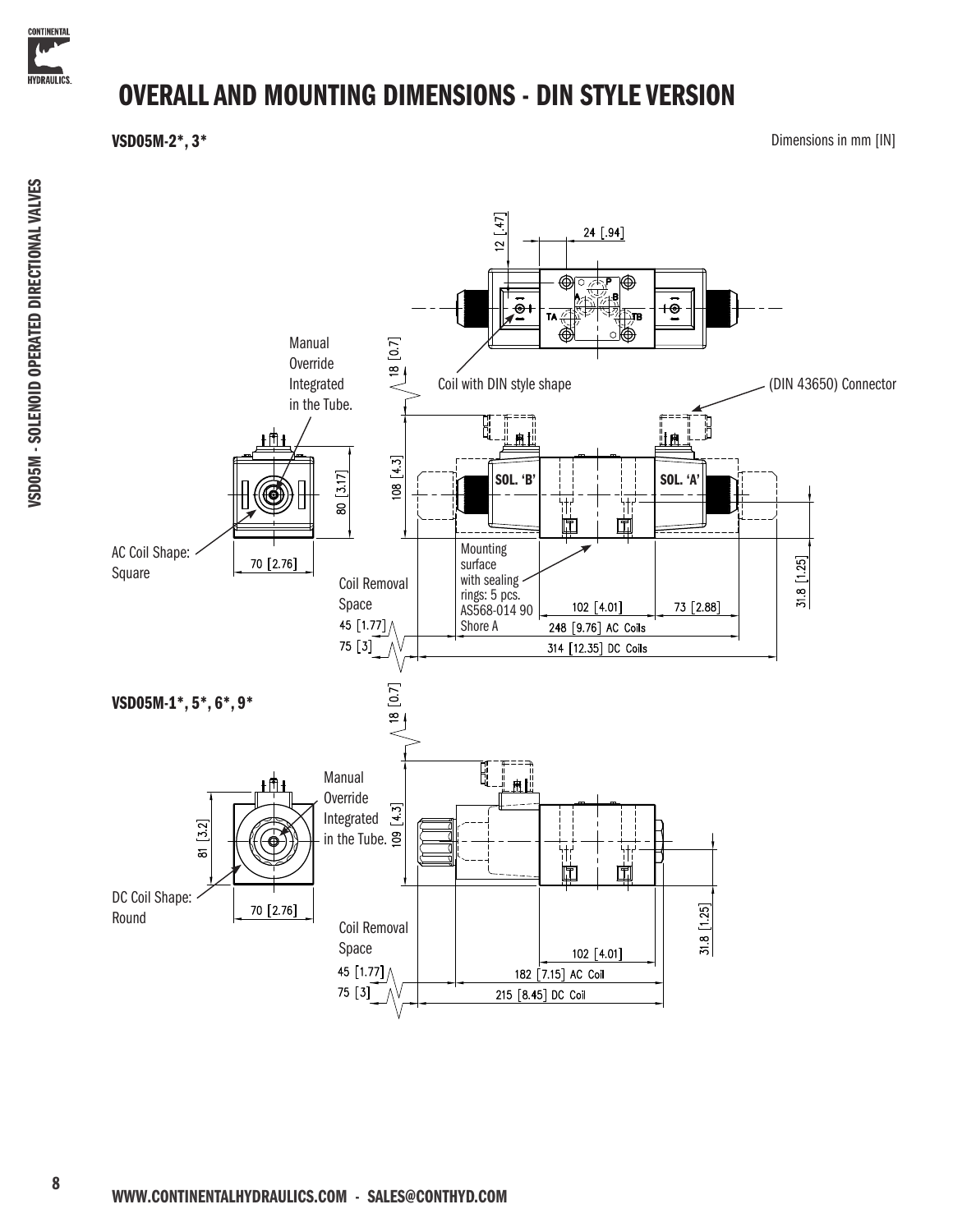# OVERALL AND MOUNTING DIMENSIONS - DIN STYLE VERSION

**VSD05M-2*, 3***

Dimensions in mm [IN]

12 [.47]

24 [.94]

Manual Override Integrated in the Tube.

18 [0.7]

Coil with DIN style shape

(DIN 43650) Connector

108 [4.3]

80 [3.17]

SOL. 'B'

SOL. 'A'

AC Coil Shape: Square

70 [2.76]

Mounting surface with sealing rings: 5 pcs. AS568-014 90 Shore A

Coil Removal Space

31.8 [1.25]

102 [4.01]

73 [2.88]

45 [1.77]

248 [9.76] AC Coils

75 [3]

314 [12.35] DC Coils

**VSD05M-1*, 5*, 6*, 9***

18 [0.7]

Manual Override Integrated in the Tube.

81 [3.2]

109 [4.3]

DC Coil Shape: Round

70 [2.76]

Coil Removal Space

31.8 [1.25]

102 [4.01]

45 [1.77]

182 [7.15] AC Coil

75 [3]

215 [8.45] DC Coil

WWW.CONTINENTALHYDRAULICS.COM - SALES@CONTHYD.COM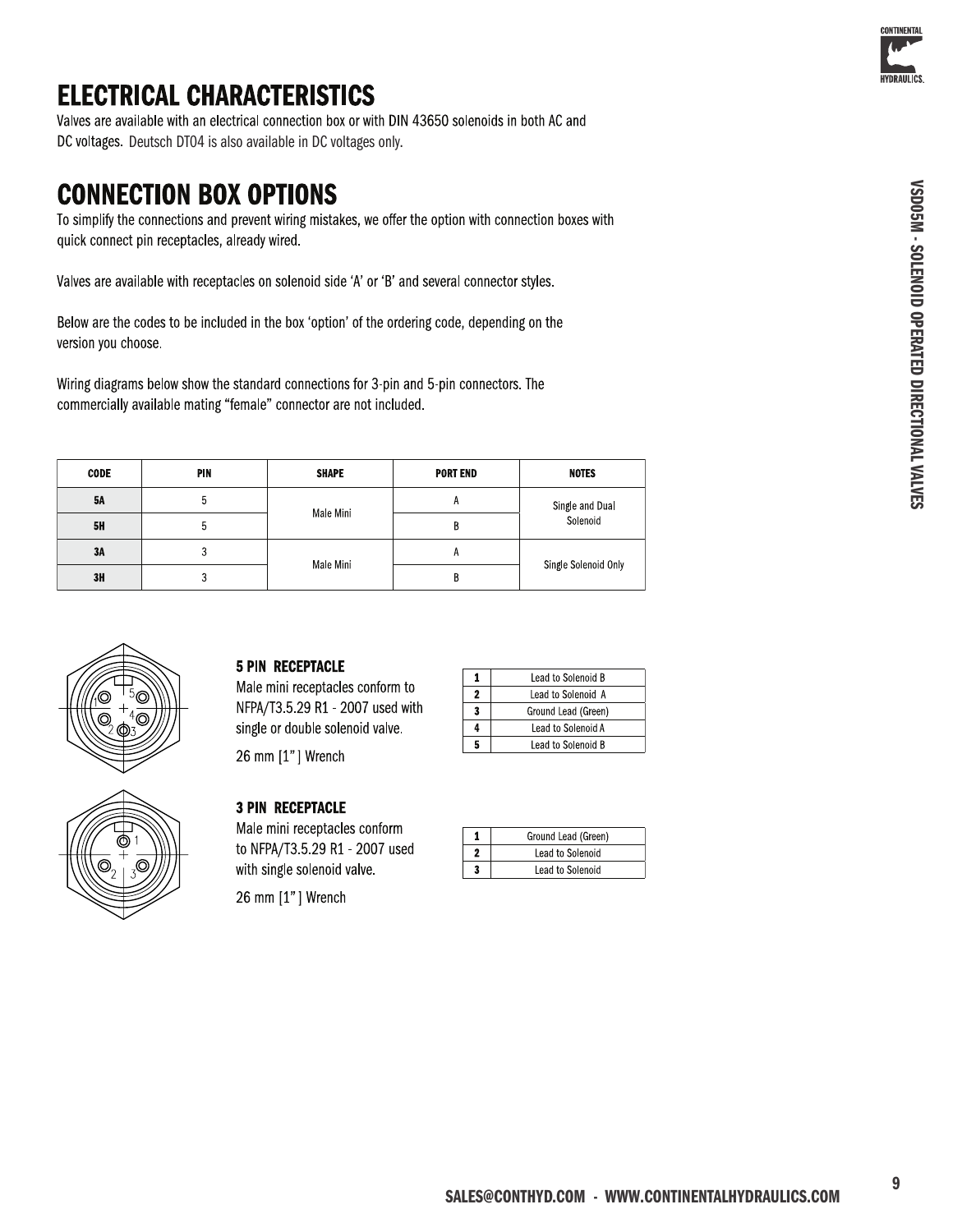# ELECTRICAL CHARACTERISTICS

Valves are available with an electrical connection box or with DIN 43650 solenoids in both AC and DC voltages. Deutsch DT04 is also available in DC voltages only.

# CONNECTION BOX OPTIONS

To simplify the connections and prevent wiring mistakes, we offer the option with connection boxes with quick connect pin receptacles, already wired.

Valves are available with receptacles on solenoid side 'A' or 'B' and several connector styles.

Below are the codes to be included in the box 'option' of the ordering code, depending on the version you choose.

Wiring diagrams below show the standard connections for 3-pin and 5-pin connectors. The commercially available mating "female" connector are not included.

| CODE | PIN | SHAPE | PORT END | NOTES |
|---|---|---|---|---|
| 5A | 5 | Male Mini | A | Single and Dual Solenoid |
| 5H | 5 | | B | |
| 3A | 3 | Male Mini | A | Single Solenoid Only |
| 3H | 3 | | B | |

### 5 PIN RECEPTACLE

Male mini receptacles conform to NFPA/T3.5.29 R1 - 2007 used with single or double solenoid valve.

26 mm [1"] Wrench

| | |
|---|---|
| 1 | Lead to Solenoid B |
| 2 | Lead to Solenoid A |
| 3 | Ground Lead (Green) |
| 4 | Lead to Solenoid A |
| 5 | Lead to Solenoid B |

### 3 PIN RECEPTACLE

Male mini receptacles conform to NFPA/T3.5.29 R1 - 2007 used with single solenoid valve.

26 mm [1"] Wrench

| | |
|---|---|
| 1 | Ground Lead (Green) |
| 2 | Lead to Solenoid |
| 3 | Lead to Solenoid |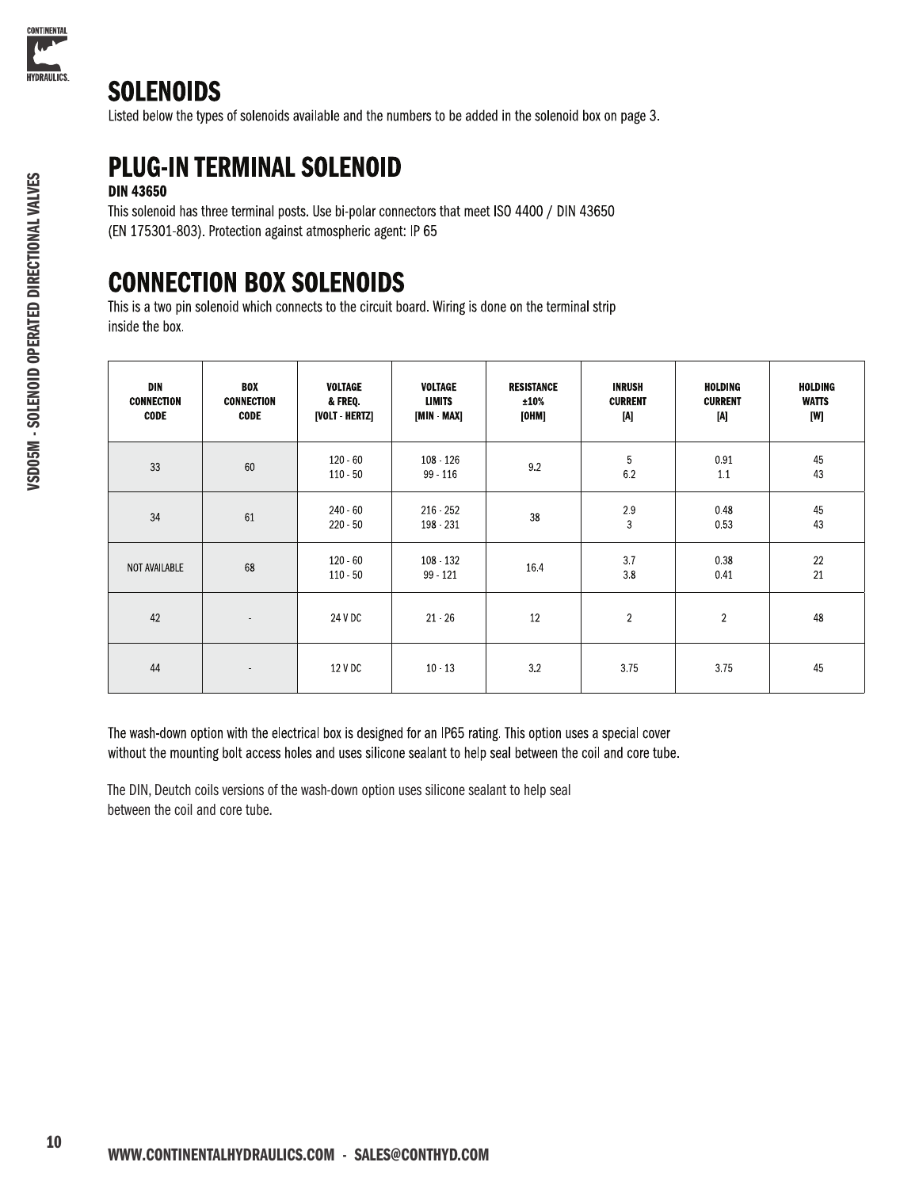# SOLENOIDS

Listed below the types of solenoids available and the numbers to be added in the solenoid box on page 3.

## PLUG-IN TERMINAL SOLENOID

**DIN 43650**

This solenoid has three terminal posts. Use bi-polar connectors that meet ISO 4400 / DIN 43650 (EN 175301-803). Protection against atmospheric agent: IP 65

## CONNECTION BOX SOLENOIDS

This is a two pin solenoid which connects to the circuit board. Wiring is done on the terminal strip inside the box.

| DIN CONNECTION CODE | BOX CONNECTION CODE | VOLTAGE & FREQ. [VOLT - HERTZ] | VOLTAGE LIMITS [MIN - MAX] | RESISTANCE ±10% [OHM] | INRUSH CURRENT [A] | HOLDING CURRENT [A] | HOLDING WATTS [W] |
|---|---|---|---|---|---|---|---|
| 33 | 60 | 120 - 60<br>110 - 50 | 108 - 126<br>99 - 116 | 9.2 | 5<br>6.2 | 0.91<br>1.1 | 45<br>43 |
| 34 | 61 | 240 - 60<br>220 - 50 | 216 - 252<br>198 - 231 | 38 | 2.9<br>3 | 0.48<br>0.53 | 45<br>43 |
| NOT AVAILABLE | 68 | 120 - 60<br>110 - 50 | 108 - 132<br>99 - 121 | 16.4 | 3.7<br>3.8 | 0.38<br>0.41 | 22<br>21 |
| 42 | - | 24 V DC | 21 - 26 | 12 | 2 | 2 | 48 |
| 44 | - | 12 V DC | 10 - 13 | 3.2 | 3.75 | 3.75 | 45 |

The wash-down option with the electrical box is designed for an IP65 rating. This option uses a special cover without the mounting bolt access holes and uses silicone sealant to help seal between the coil and core tube.

The DIN, Deutch coils versions of the wash-down option uses silicone sealant to help seal between the coil and core tube.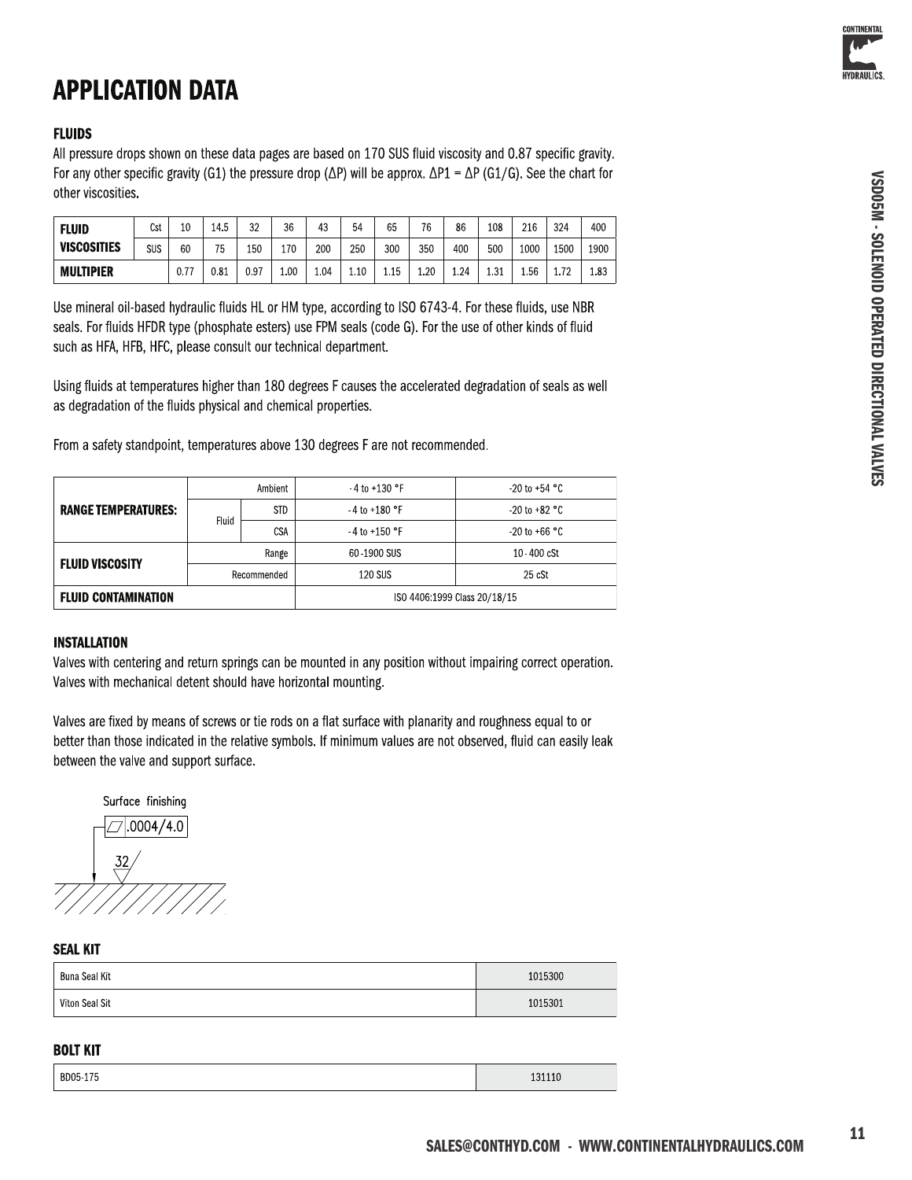# APPLICATION DATA

### FLUIDS

All pressure drops shown on these data pages are based on 170 SUS fluid viscosity and 0.87 specific gravity. For any other specific gravity (G1) the pressure drop (ΔP) will be approx. $\Delta P1 = \Delta P\,(G1/G)$. See the chart for other viscosities.

| FLUID VISCOSITIES | Cst | 10 | 14.5 | 32 | 36 | 43 | 54 | 65 | 76 | 86 | 108 | 216 | 324 | 400 |
|---|---|---|---|---|---|---|---|---|---|---|---|---|---|---|
| | SUS | 60 | 75 | 150 | 170 | 200 | 250 | 300 | 350 | 400 | 500 | 1000 | 1500 | 1900 |
| MULTIPIER | | 0.77 | 0.81 | 0.97 | 1.00 | 1.04 | 1.10 | 1.15 | 1.20 | 1.24 | 1.31 | 1.56 | 1.72 | 1.83 |

Use mineral oil-based hydraulic fluids HL or HM type, according to ISO 6743-4. For these fluids, use NBR seals. For fluids HFDR type (phosphate esters) use FPM seals (code G). For the use of other kinds of fluid such as HFA, HFB, HFC, please consult our technical department.

Using fluids at temperatures higher than 180 degrees F causes the accelerated degradation of seals as well as degradation of the fluids physical and chemical properties.

From a safety standpoint, temperatures above 130 degrees F are not recommended.

| | | | | |
|---|---|---|---|---|
| RANGE TEMPERATURES: | Ambient | | -4 to +130 °F | -20 to +54 °C |
| | Fluid | STD | -4 to +180 °F | -20 to +82 °C |
| | | CSA | -4 to +150 °F | -20 to +66 °C |
| FLUID VISCOSITY | Range | | 60-1900 SUS | 10-400 cSt |
| | Recommended | | 120 SUS | 25 cSt |
| FLUID CONTAMINATION | | | ISO 4406:1999 Class 20/18/15 | |

### INSTALLATION

Valves with centering and return springs can be mounted in any position without impairing correct operation. Valves with mechanical detent should have horizontal mounting.

Valves are fixed by means of screws or tie rods on a flat surface with planarity and roughness equal to or better than those indicated in the relative symbols. If minimum values are not observed, fluid can easily leak between the valve and support surface.

Surface finishing

.0004/4.0

32

### SEAL KIT

| | |
|---|---|
| Buna Seal Kit | 1015300 |
| Viton Seal Sit | 1015301 |

### BOLT KIT

| | |
|---|---|
| BD05-175 | 131110 |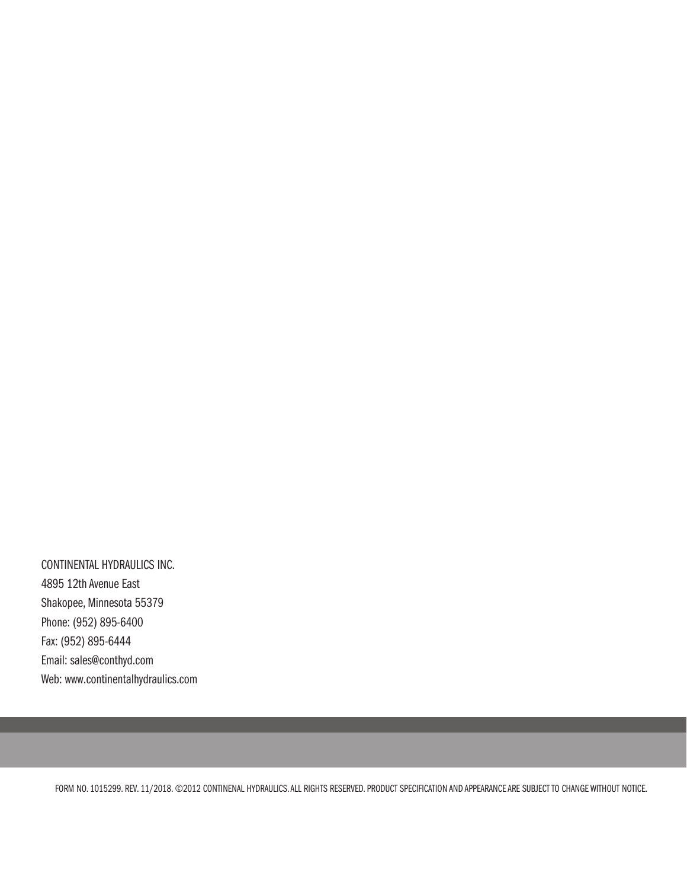CONTINENTAL HYDRAULICS INC.
4895 12th Avenue East
Shakopee, Minnesota 55379
Phone: (952) 895-6400
Fax: (952) 895-6444
Email: sales@conthyd.com
Web: www.continentalhydraulics.com

FORM NO. 1015299. REV. 11/2018. ©2012 CONTINENAL HYDRAULICS. ALL RIGHTS RESERVED. PRODUCT SPECIFICATION AND APPEARANCE ARE SUBJECT TO CHANGE WITHOUT NOTICE.